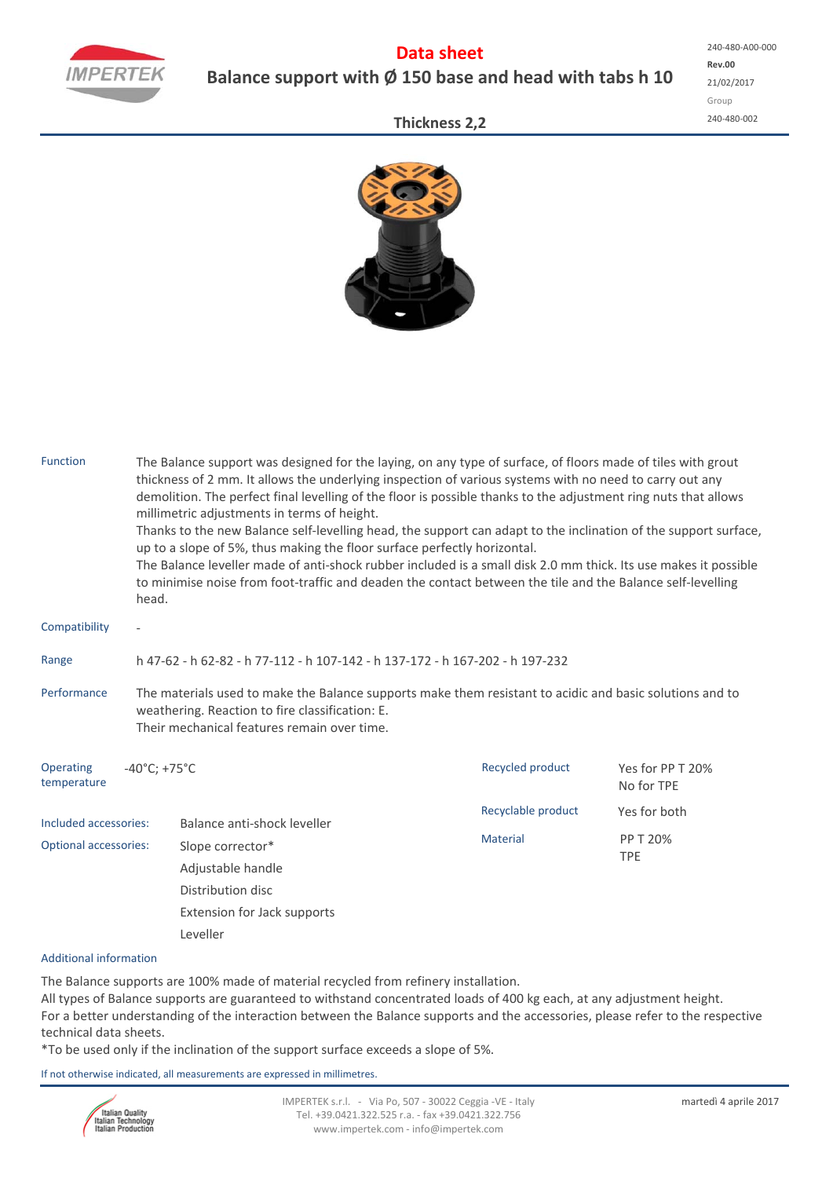IMPERTEK

# Data sheet

## Balance support with Ø 150 base and head with tabs h 10

240-480-A00-000
**Rev.00**
21/02/2017
Group
240-480-002

### Thickness 2,2

| | |
|---|---|
| Function | The Balance support was designed for the laying, on any type of surface, of floors made of tiles with grout thickness of 2 mm. It allows the underlying inspection of various systems with no need to carry out any demolition. The perfect final levelling of the floor is possible thanks to the adjustment ring nuts that allows millimetric adjustments in terms of height.<br>Thanks to the new Balance self-levelling head, the support can adapt to the inclination of the support surface, up to a slope of 5%, thus making the floor surface perfectly horizontal.<br>The Balance leveller made of anti-shock rubber included is a small disk 2.0 mm thick. Its use makes it possible to minimise noise from foot-traffic and deaden the contact between the tile and the Balance self-levelling head. |
| Compatibility | - |
| Range | h 47-62 - h 62-82 - h 77-112 - h 107-142 - h 137-172 - h 167-202 - h 197-232 |
| Performance | The materials used to make the Balance supports make them resistant to acidic and basic solutions and to weathering. Reaction to fire classification: E.<br>Their mechanical features remain over time. |

| | |
|---|---|
| Operating temperature | -40°C; +75°C |
| Included accessories: | Balance anti-shock leveller |
| Optional accessories: | Slope corrector*<br>Adjustable handle<br>Distribution disc<br>Extension for Jack supports<br>Leveller |

| | |
|---|---|
| Recycled product | Yes for PP T 20%<br>No for TPE |
| Recyclable product | Yes for both |
| Material | PP T 20%<br>TPE |

Additional information

The Balance supports are 100% made of material recycled from refinery installation.
All types of Balance supports are guaranteed to withstand concentrated loads of 400 kg each, at any adjustment height.
For a better understanding of the interaction between the Balance supports and the accessories, please refer to the respective technical data sheets.
*To be used only if the inclination of the support surface exceeds a slope of 5%.

If not otherwise indicated, all measurements are expressed in millimetres.

Italian Quality
Italian Technology
Italian Production

IMPERTEK s.r.l. - Via Po, 507 - 30022 Ceggia -VE - Italy
Tel. +39.0421.322.525 r.a. - fax +39.0421.322.756
www.impertek.com - info@impertek.com

martedì 4 aprile 2017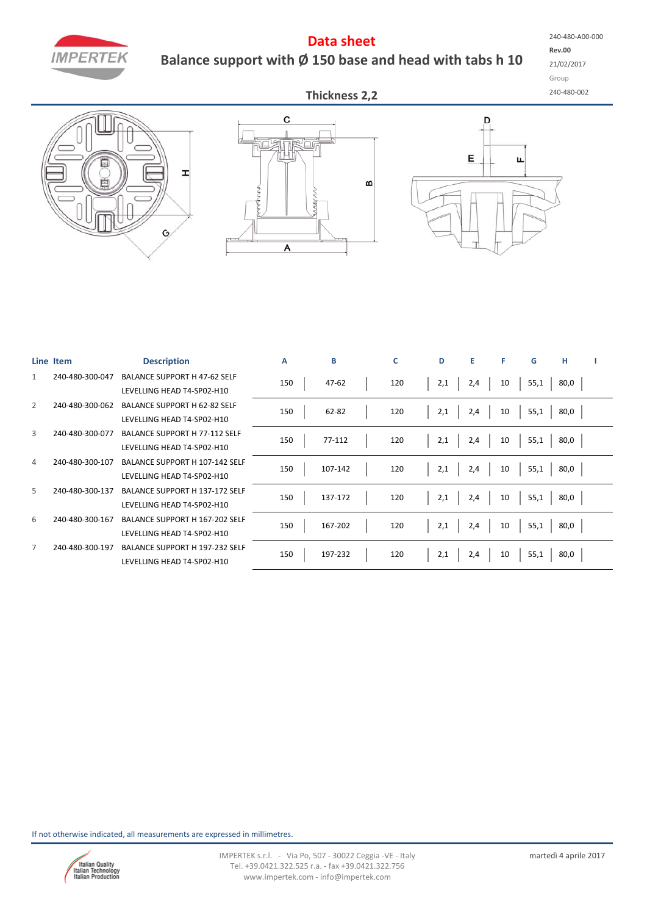# Data sheet

## Balance support with Ø 150 base and head with tabs h 10

240-480-A00-000
**Rev.00**
21/02/2017
Group
240-480-002

### Thickness 2,2

| Line | Item | Description | A | B | C | D | E | F | G | H | I |
|---|---|---|---|---|---|---|---|---|---|---|---|
| 1 | 240-480-300-047 | BALANCE SUPPORT H 47-62 SELF LEVELLING HEAD T4-SP02-H10 | 150 | 47-62 | 120 | 2,1 | 2,4 | 10 | 55,1 | 80,0 | |
| 2 | 240-480-300-062 | BALANCE SUPPORT H 62-82 SELF LEVELLING HEAD T4-SP02-H10 | 150 | 62-82 | 120 | 2,1 | 2,4 | 10 | 55,1 | 80,0 | |
| 3 | 240-480-300-077 | BALANCE SUPPORT H 77-112 SELF LEVELLING HEAD T4-SP02-H10 | 150 | 77-112 | 120 | 2,1 | 2,4 | 10 | 55,1 | 80,0 | |
| 4 | 240-480-300-107 | BALANCE SUPPORT H 107-142 SELF LEVELLING HEAD T4-SP02-H10 | 150 | 107-142 | 120 | 2,1 | 2,4 | 10 | 55,1 | 80,0 | |
| 5 | 240-480-300-137 | BALANCE SUPPORT H 137-172 SELF LEVELLING HEAD T4-SP02-H10 | 150 | 137-172 | 120 | 2,1 | 2,4 | 10 | 55,1 | 80,0 | |
| 6 | 240-480-300-167 | BALANCE SUPPORT H 167-202 SELF LEVELLING HEAD T4-SP02-H10 | 150 | 167-202 | 120 | 2,1 | 2,4 | 10 | 55,1 | 80,0 | |
| 7 | 240-480-300-197 | BALANCE SUPPORT H 197-232 SELF LEVELLING HEAD T4-SP02-H10 | 150 | 197-232 | 120 | 2,1 | 2,4 | 10 | 55,1 | 80,0 | |

If not otherwise indicated, all measurements are expressed in millimetres.

IMPERTEK s.r.l. - Via Po, 507 - 30022 Ceggia -VE - Italy
Tel. +39.0421.322.525 r.a. - fax +39.0421.322.756
www.impertek.com - info@impertek.com

martedì 4 aprile 2017